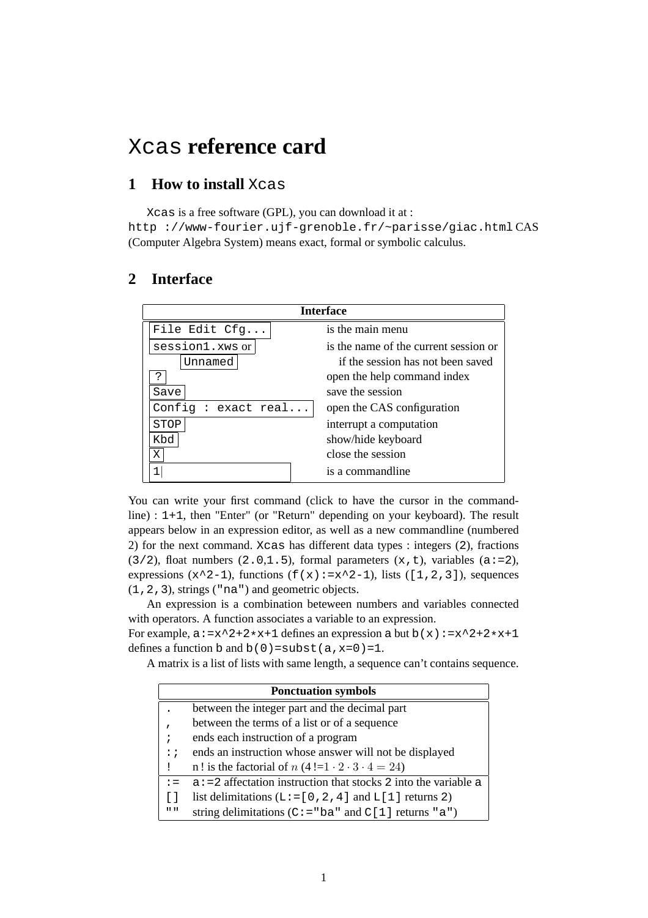# Xcas reference card

## 1 How to install Xcas

Xcas is a free software (GPL), you can download it at :
http ://www-fourier.ujf-grenoble.fr/~parisse/giac.html CAS (Computer Algebra System) means exact, formal or symbolic calculus.

## 2 Interface

| Interface | |
|---|---|
| `File Edit Cfg...` | is the main menu |
| `session1.xws` or `Unnamed` | is the name of the current session or if the session has not been saved |
| `?` | open the help command index |
| `Save` | save the session |
| `Config : exact real...` | open the CAS configuration |
| `STOP` | interrupt a computation |
| `Kbd` | show/hide keyboard |
| `X` | close the session |
| `1` | is a commandline |

You can write your first command (click to have the cursor in the command-line) : `1+1`, then "Enter" (or "Return" depending on your keyboard). The result appears below in an expression editor, as well as a new commandline (numbered 2) for the next command. Xcas has different data types : integers (`2`), fractions (`3/2`), float numbers (`2.0`,`1.5`), formal parameters (`x,t`), variables (`a:=2`), expressions (`x^2-1`), functions (`f(x):=x^2-1`), lists (`[1,2,3]`), sequences (`1,2,3`), strings (`"na"`) and geometric objects.

An expression is a combination beteween numbers and variables connected with operators. A function associates a variable to an expression.
For example, `a:=x^2+2*x+1` defines an expression `a` but `b(x):=x^2+2*x+1` defines a function `b` and `b(0)=subst(a,x=0)=1`.

A matrix is a list of lists with same length, a sequence can't contains sequence.

| Ponctuation symbols | |
|---|---|
| `.` | between the integer part and the decimal part |
| `,` | between the terms of a list or of a sequence |
| `;` | ends each instruction of a program |
| `:;` | ends an instruction whose answer will not be displayed |
| `!` | n ! is the factorial of $n$ ($4\,!{=}1 \cdot 2 \cdot 3 \cdot 4 = 24$) |
| `:=` | `a:=2` affectation instruction that stocks `2` into the variable `a` |
| `[]` | list delimitations (`L:=[0,2,4]` and `L[1]` returns `2`) |
| `""` | string delimitations (`C:="ba"` and `C[1]` returns `"a"`) |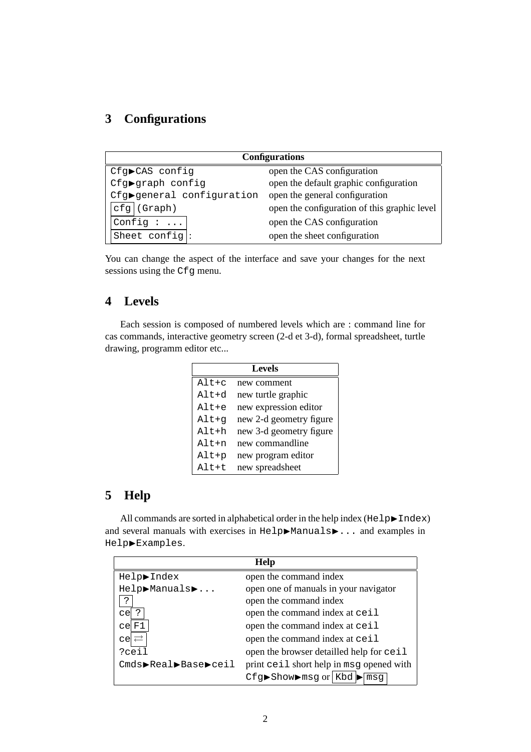## 3 Configurations

| Configurations | |
|---|---|
| `Cfg▶CAS config` | open the CAS configuration |
| `Cfg▶graph config` | open the default graphic configuration |
| `Cfg▶general configuration` | open the general configuration |
| `cfg` (Graph) | open the configuration of this graphic level |
| `Config : ...` | open the CAS configuration |
| `Sheet config` : | open the sheet configuration |

You can change the aspect of the interface and save your changes for the next sessions using the `Cfg` menu.

## 4 Levels

Each session is composed of numbered levels which are : command line for cas commands, interactive geometry screen (2-d et 3-d), formal spreadsheet, turtle drawing, programm editor etc...

| Levels | |
|---|---|
| `Alt+c` | new comment |
| `Alt+d` | new turtle graphic |
| `Alt+e` | new expression editor |
| `Alt+g` | new 2-d geometry figure |
| `Alt+h` | new 3-d geometry figure |
| `Alt+n` | new commandline |
| `Alt+p` | new program editor |
| `Alt+t` | new spreadsheet |

## 5 Help

All commands are sorted in alphabetical order in the help index (`Help▶Index`) and several manuals with exercises in `Help▶Manuals▶...` and examples in `Help▶Examples`.

| Help | |
|---|---|
| `Help▶Index` | open the command index |
| `Help▶Manuals▶...` | open one of manuals in your navigator |
| `?` | open the command index |
| `ce` `?` | open the command index at `ceil` |
| `ce` `F1` | open the command index at `ceil` |
| `ce` `⇄` | open the command index at `ceil` |
| `?ceil` | open the browser detailled help for `ceil` |
| `Cmds▶Real▶Base▶ceil` | print `ceil` short help in `msg` opened with `Cfg▶Show▶msg` or `Kbd` ▶ `msg` |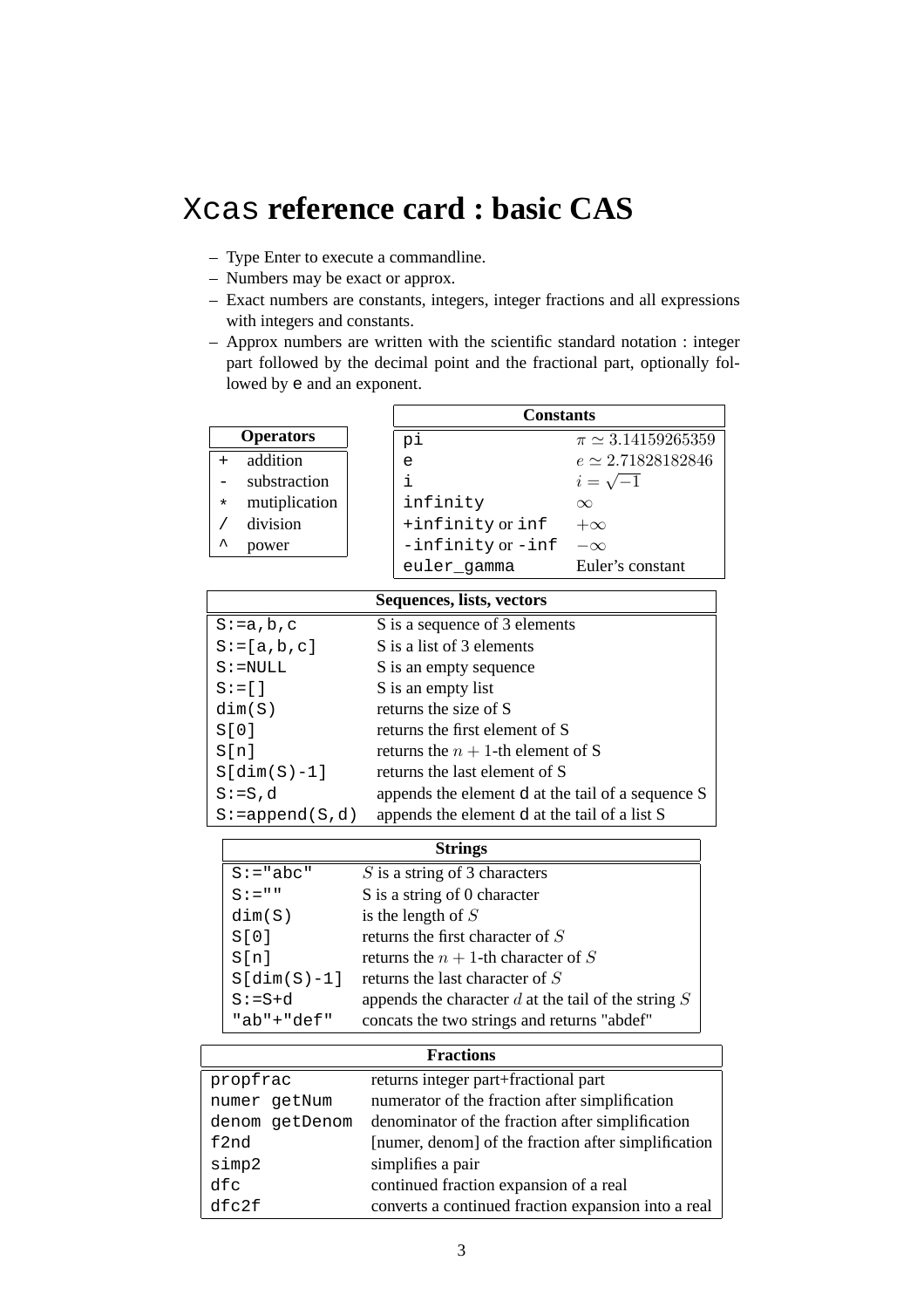# Xcas reference card : basic CAS

– Type Enter to execute a commandline.
– Numbers may be exact or approx.
– Exact numbers are constants, integers, integer fractions and all expressions with integers and constants.
– Approx numbers are written with the scientific standard notation : integer part followed by the decimal point and the fractional part, optionally followed by `e` and an exponent.

| Operators | |
|---|---|
| `+` | addition |
| `-` | substraction |
| `*` | mutiplication |
| `/` | division |
| `^` | power |

| Constants | |
|---|---|
| `pi` | $\pi \simeq 3.14159265359$ |
| `e` | $e \simeq 2.71828182846$ |
| `i` | $i = \sqrt{-1}$ |
| `infinity` | $\infty$ |
| `+infinity` or `inf` | $+\infty$ |
| `-infinity` or `-inf` | $-\infty$ |
| `euler_gamma` | Euler's constant |

| Sequences, lists, vectors | |
|---|---|
| `S:=a,b,c` | S is a sequence of 3 elements |
| `S:=[a,b,c]` | S is a list of 3 elements |
| `S:=NULL` | S is an empty sequence |
| `S:=[]` | S is an empty list |
| `dim(S)` | returns the size of S |
| `S[0]` | returns the first element of S |
| `S[n]` | returns the $n+1$-th element of S |
| `S[dim(S)-1]` | returns the last element of S |
| `S:=S,d` | appends the element `d` at the tail of a sequence S |
| `S:=append(S,d)` | appends the element `d` at the tail of a list S |

| Strings | |
|---|---|
| `S:="abc"` | $S$ is a string of 3 characters |
| `S:=""` | S is a string of 0 character |
| `dim(S)` | is the length of $S$ |
| `S[0]` | returns the first character of $S$ |
| `S[n]` | returns the $n+1$-th character of $S$ |
| `S[dim(S)-1]` | returns the last character of $S$ |
| `S:=S+d` | appends the character $d$ at the tail of the string $S$ |
| `"ab"+"def"` | concats the two strings and returns "abdef" |

| Fractions | |
|---|---|
| `propfrac` | returns integer part+fractional part |
| `numer getNum` | numerator of the fraction after simplification |
| `denom getDenom` | denominator of the fraction after simplification |
| `f2nd` | [numer, denom] of the fraction after simplification |
| `simp2` | simplifies a pair |
| `dfc` | continued fraction expansion of a real |
| `dfc2f` | converts a continued fraction expansion into a real |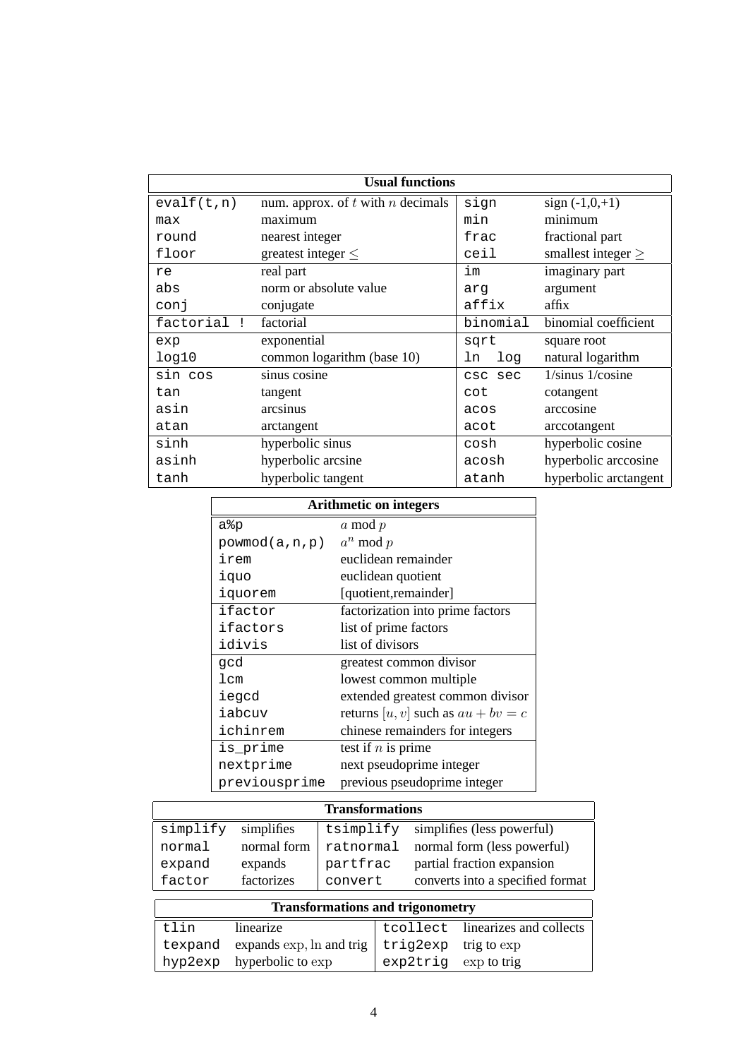| **Usual functions** | | | |
|---|---|---|---|
| `evalf(t,n)` | num. approx. of $t$ with $n$ decimals | `sign` | sign (-1,0,+1) |
| `max` | maximum | `min` | minimum |
| `round` | nearest integer | `frac` | fractional part |
| `floor` | greatest integer $\leq$ | `ceil` | smallest integer $\geq$ |
| `re` | real part | `im` | imaginary part |
| `abs` | norm or absolute value | `arg` | argument |
| `conj` | conjugate | `affix` | affix |
| `factorial !` | factorial | `binomial` | binomial coefficient |
| `exp` | exponential | `sqrt` | square root |
| `log10` | common logarithm (base 10) | `ln log` | natural logarithm |
| `sin cos` | sinus cosine | `csc sec` | 1/sinus 1/cosine |
| `tan` | tangent | `cot` | cotangent |
| `asin` | arcsinus | `acos` | arccosine |
| `atan` | arctangent | `acot` | arccotangent |
| `sinh` | hyperbolic sinus | `cosh` | hyperbolic cosine |
| `asinh` | hyperbolic arcsine | `acosh` | hyperbolic arccosine |
| `tanh` | hyperbolic tangent | `atanh` | hyperbolic arctangent |

| **Arithmetic on integers** | |
|---|---|
| `a%p` | $a$ mod $p$ |
| `powmod(a,n,p)` | $a^n$ mod $p$ |
| `irem` | euclidean remainder |
| `iquo` | euclidean quotient |
| `iquorem` | [quotient,remainder] |
| `ifactor` | factorization into prime factors |
| `ifactors` | list of prime factors |
| `idivis` | list of divisors |
| `gcd` | greatest common divisor |
| `lcm` | lowest common multiple |
| `iegcd` | extended greatest common divisor |
| `iabcuv` | returns $[u, v]$ such as $au + bv = c$ |
| `ichinrem` | chinese remainders for integers |
| `is_prime` | test if $n$ is prime |
| `nextprime` | next pseudoprime integer |
| `previousprime` | previous pseudoprime integer |

| **Transformations** | | | |
|---|---|---|---|
| `simplify` | simplifies | `tsimplify` | simplifies (less powerful) |
| `normal` | normal form | `ratnormal` | normal form (less powerful) |
| `expand` | expands | `partfrac` | partial fraction expansion |
| `factor` | factorizes | `convert` | converts into a specified format |

| **Transformations and trigonometry** | | | |
|---|---|---|---|
| `tlin` | linearize | `tcollect` | linearizes and collects |
| `texpand` | expands $\exp$, $\ln$ and trig | `trig2exp` | trig to $\exp$ |
| `hyp2exp` | hyperbolic to $\exp$ | `exp2trig` | $\exp$ to trig |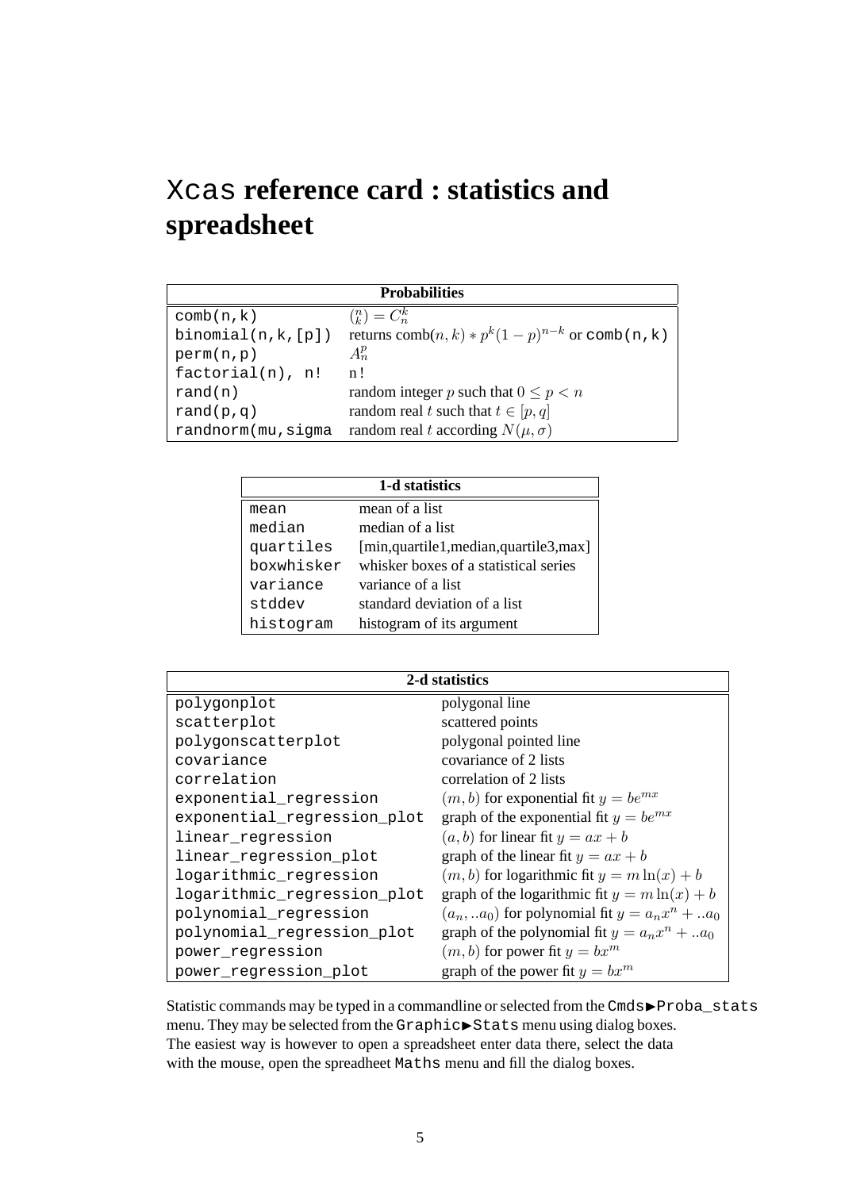# Xcas reference card : statistics and spreadsheet

| Probabilities | |
|---|---|
| `comb(n,k)` | $\binom{n}{k} = C_n^k$ |
| `binomial(n,k,[p])` | returns comb$(n,k) * p^k(1-p)^{n-k}$ or `comb(n,k)` |
| `perm(n,p)` | $A_n^p$ |
| `factorial(n), n!` | n! |
| `rand(n)` | random integer $p$ such that $0 \leq p < n$ |
| `rand(p,q)` | random real $t$ such that $t \in [p,q]$ |
| `randnorm(mu,sigma` | random real $t$ according $N(\mu, \sigma)$ |

| 1-d statistics | |
|---|---|
| `mean` | mean of a list |
| `median` | median of a list |
| `quartiles` | [min,quartile1,median,quartile3,max] |
| `boxwhisker` | whisker boxes of a statistical series |
| `variance` | variance of a list |
| `stddev` | standard deviation of a list |
| `histogram` | histogram of its argument |

| 2-d statistics | |
|---|---|
| `polygonplot` | polygonal line |
| `scatterplot` | scattered points |
| `polygonscatterplot` | polygonal pointed line |
| `covariance` | covariance of 2 lists |
| `correlation` | correlation of 2 lists |
| `exponential_regression` | $(m,b)$ for exponential fit $y = be^{mx}$ |
| `exponential_regression_plot` | graph of the exponential fit $y = be^{mx}$ |
| `linear_regression` | $(a,b)$ for linear fit $y = ax + b$ |
| `linear_regression_plot` | graph of the linear fit $y = ax + b$ |
| `logarithmic_regression` | $(m,b)$ for logarithmic fit $y = m\ln(x) + b$ |
| `logarithmic_regression_plot` | graph of the logarithmic fit $y = m\ln(x) + b$ |
| `polynomial_regression` | $(a_n, ..a_0)$ for polynomial fit $y = a_nx^n + ..a_0$ |
| `polynomial_regression_plot` | graph of the polynomial fit $y = a_nx^n + ..a_0$ |
| `power_regression` | $(m,b)$ for power fit $y = bx^m$ |
| `power_regression_plot` | graph of the power fit $y = bx^m$ |

Statistic commands may be typed in a commandline or selected from the `Cmds`▶`Proba_stats` menu. They may be selected from the `Graphic`▶`Stats` menu using dialog boxes. The easiest way is however to open a spreadsheet enter data there, select the data with the mouse, open the spreadheet `Maths` menu and fill the dialog boxes.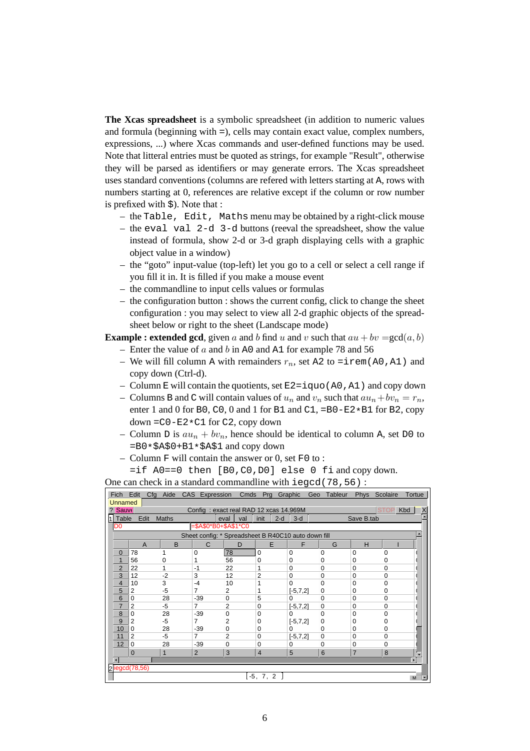**The Xcas spreadsheet** is a symbolic spreadsheet (in addition to numeric values and formula (beginning with =), cells may contain exact value, complex numbers, expressions, ...) where Xcas commands and user-defined functions may be used. Note that litteral entries must be quoted as strings, for example "Result", otherwise they will be parsed as identifiers or may generate errors. The Xcas spreadsheet uses standard conventions (columns are refered with letters starting at A, rows with numbers starting at 0, references are relative except if the column or row number is prefixed with $). Note that :

- the `Table, Edit, Maths` menu may be obtained by a right-click mouse
- the `eval val 2-d 3-d` buttons (reeval the spreadsheet, show the value instead of formula, show 2-d or 3-d graph displaying cells with a graphic object value in a window)
- the "goto" input-value (top-left) let you go to a cell or select a cell range if you fill it in. It is filled if you make a mouse event
- the commandline to input cells values or formulas
- the configuration button : shows the current config, click to change the sheet configuration : you may select to view all 2-d graphic objects of the spreadsheet below or right to the sheet (Landscape mode)

**Example : extended gcd**, given $a$ and $b$ find $u$ and $v$ such that $au + bv = \gcd(a, b)$

- Enter the value of $a$ and $b$ in `A0` and `A1` for example 78 and 56
- We will fill column `A` with remainders $r_n$, set `A2` to `=irem(A0,A1)` and copy down (Ctrl-d).
- Column `E` will contain the quotients, set `E2=iquo(A0,A1)` and copy down
- Columns `B` and `C` will contain values of $u_n$ and $v_n$ such that $au_n + bv_n = r_n$, enter 1 and 0 for `B0`, `C0`, 0 and 1 for `B1` and `C1`, `=B0-E2*B1` for `B2`, copy down `=C0-E2*C1` for `C2`, copy down
- Column `D` is $au_n + bv_n$, hence should be identical to column `A`, set `D0` to `=B0*$A$0+B1*$A$1` and copy down
- Column `F` will contain the answer or 0, set `F0` to :
  `=if A0==0 then [B0,C0,D0] else 0 fi` and copy down.

One can check in a standard commandline with `iegcd(78,56)` :

|  | A | B | C | D | E | F | G | H | I |
|---|---|---|---|---|---|---|---|---|---|
| 0 | 78 | 1 | 0 | 78 | 0 | 0 | 0 | 0 | 0 |
| 1 | 56 | 0 | 1 | 56 | 0 | 0 | 0 | 0 | 0 |
| 2 | 22 | 1 | -1 | 22 | 1 | 0 | 0 | 0 | 0 |
| 3 | 12 | -2 | 3 | 12 | 2 | 0 | 0 | 0 | 0 |
| 4 | 10 | 3 | -4 | 10 | 1 | 0 | 0 | 0 | 0 |
| 5 | 2 | -5 | 7 | 2 | 1 | [-5,7,2] | 0 | 0 | 0 |
| 6 | 0 | 28 | -39 | 0 | 5 | 0 | 0 | 0 | 0 |
| 7 | 2 | -5 | 7 | 2 | 0 | [-5,7,2] | 0 | 0 | 0 |
| 8 | 0 | 28 | -39 | 0 | 0 | 0 | 0 | 0 | 0 |
| 9 | 2 | -5 | 7 | 2 | 0 | [-5,7,2] | 0 | 0 | 0 |
| 10 | 0 | 28 | -39 | 0 | 0 | 0 | 0 | 0 | 0 |
| 11 | 2 | -5 | 7 | 2 | 0 | [-5,7,2] | 0 | 0 | 0 |
| 12 | 0 | 28 | -39 | 0 | 0 | 0 | 0 | 0 | 0 |

```
iegcd(78,56)
[-5, 7, 2]
```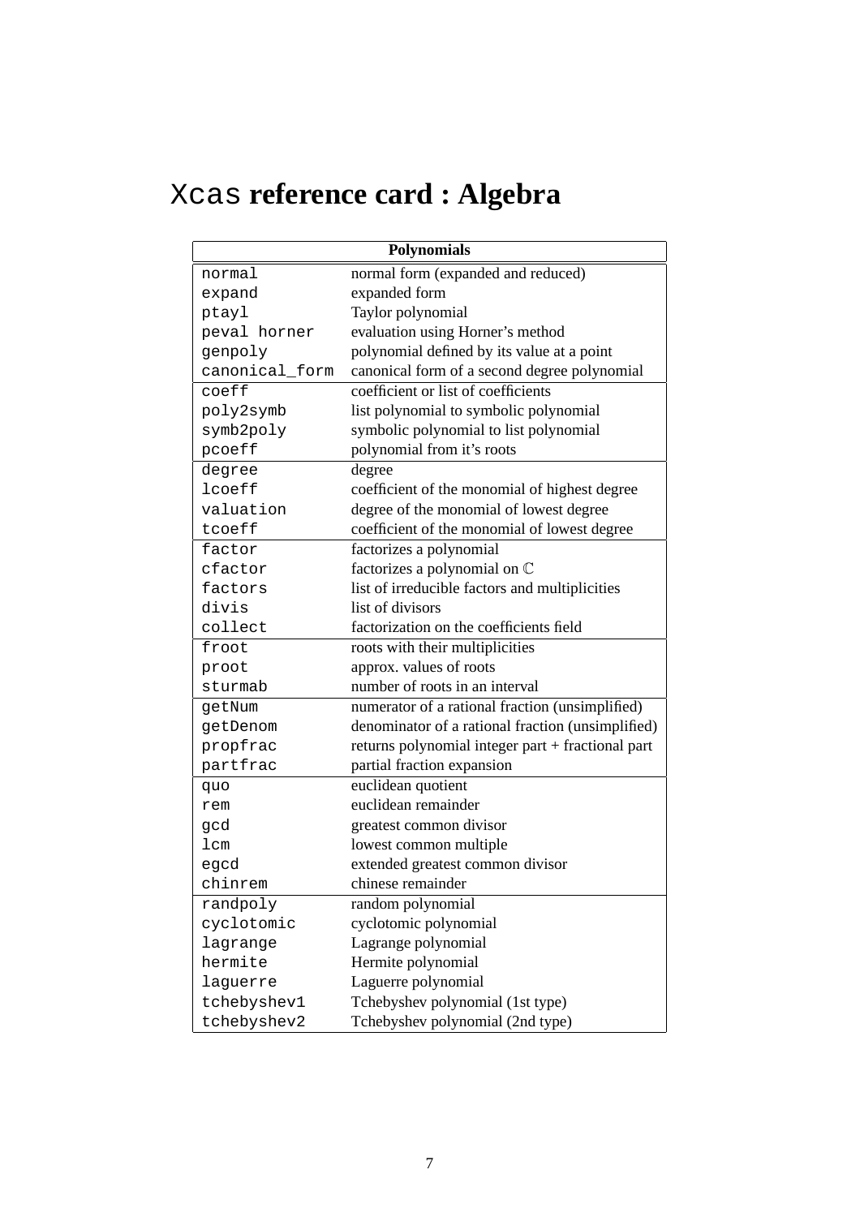# Xcas **reference card : Algebra**

| Polynomials | |
|---|---|
| normal | normal form (expanded and reduced) |
| expand | expanded form |
| ptayl | Taylor polynomial |
| peval horner | evaluation using Horner's method |
| genpoly | polynomial defined by its value at a point |
| canonical_form | canonical form of a second degree polynomial |
| coeff | coefficient or list of coefficients |
| poly2symb | list polynomial to symbolic polynomial |
| symb2poly | symbolic polynomial to list polynomial |
| pcoeff | polynomial from it's roots |
| degree | degree |
| lcoeff | coefficient of the monomial of highest degree |
| valuation | degree of the monomial of lowest degree |
| tcoeff | coefficient of the monomial of lowest degree |
| factor | factorizes a polynomial |
| cfactor | factorizes a polynomial on $\mathbb{C}$ |
| factors | list of irreducible factors and multiplicities |
| divis | list of divisors |
| collect | factorization on the coefficients field |
| froot | roots with their multiplicities |
| proot | approx. values of roots |
| sturmab | number of roots in an interval |
| getNum | numerator of a rational fraction (unsimplified) |
| getDenom | denominator of a rational fraction (unsimplified) |
| propfrac | returns polynomial integer part + fractional part |
| partfrac | partial fraction expansion |
| quo | euclidean quotient |
| rem | euclidean remainder |
| gcd | greatest common divisor |
| lcm | lowest common multiple |
| egcd | extended greatest common divisor |
| chinrem | chinese remainder |
| randpoly | random polynomial |
| cyclotomic | cyclotomic polynomial |
| lagrange | Lagrange polynomial |
| hermite | Hermite polynomial |
| laguerre | Laguerre polynomial |
| tchebyshev1 | Tchebyshev polynomial (1st type) |
| tchebyshev2 | Tchebyshev polynomial (2nd type) |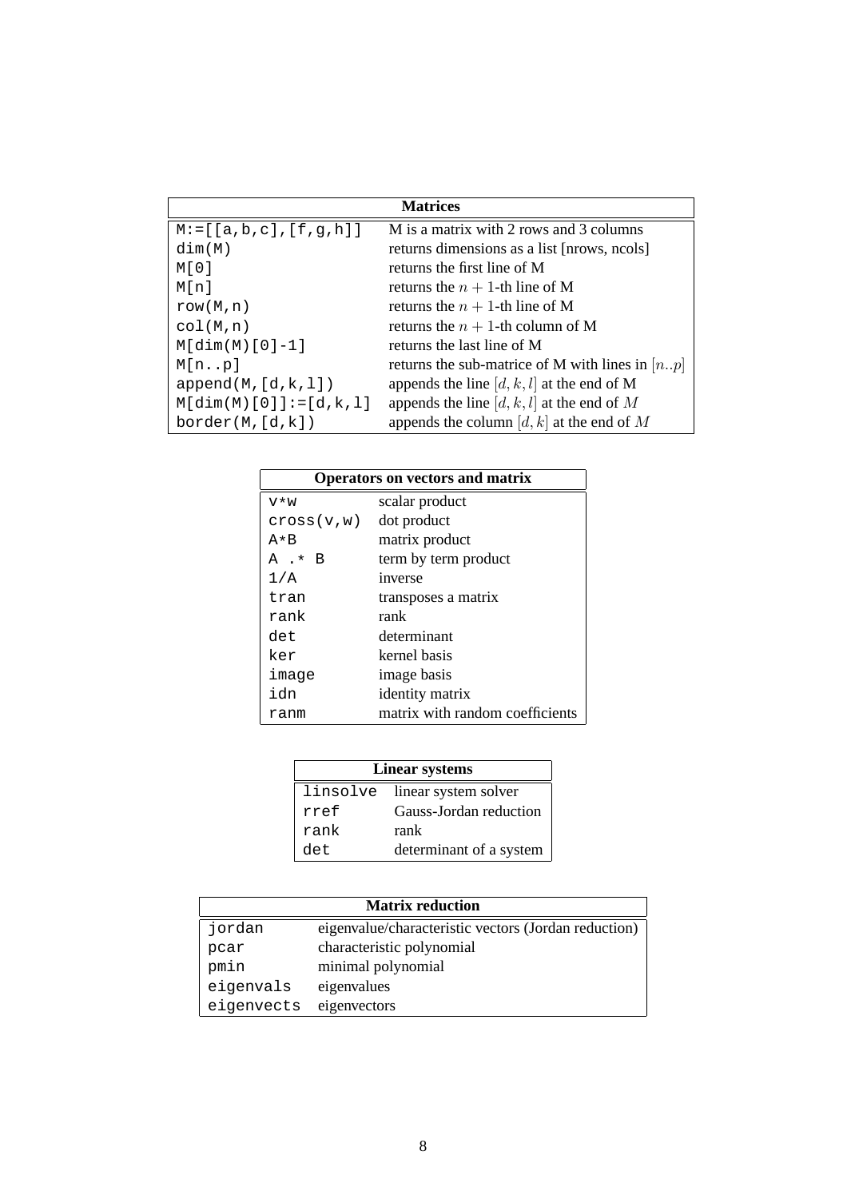| Matrices | |
|---|---|
| `M:=[[a,b,c],[f,g,h]]` | M is a matrix with 2 rows and 3 columns |
| `dim(M)` | returns dimensions as a list [nrows, ncols] |
| `M[0]` | returns the first line of M |
| `M[n]` | returns the $n+1$-th line of M |
| `row(M,n)` | returns the $n+1$-th line of M |
| `col(M,n)` | returns the $n+1$-th column of M |
| `M[dim(M)[0]-1]` | returns the last line of M |
| `M[n..p]` | returns the sub-matrix of M with lines in $[n..p]$ |
| `append(M,[d,k,l])` | appends the line $[d,k,l]$ at the end of M |
| `M[dim(M)[0]]:=[d,k,l]` | appends the line $[d,k,l]$ at the end of $M$ |
| `border(M,[d,k])` | appends the column $[d,k]$ at the end of $M$ |

| Operators on vectors and matrix | |
|---|---|
| `v*w` | scalar product |
| `cross(v,w)` | dot product |
| `A*B` | matrix product |
| `A .* B` | term by term product |
| `1/A` | inverse |
| `tran` | transposes a matrix |
| `rank` | rank |
| `det` | determinant |
| `ker` | kernel basis |
| `image` | image basis |
| `idn` | identity matrix |
| `ranm` | matrix with random coefficients |

| Linear systems | |
|---|---|
| `linsolve` | linear system solver |
| `rref` | Gauss-Jordan reduction |
| `rank` | rank |
| `det` | determinant of a system |

| Matrix reduction | |
|---|---|
| `jordan` | eigenvalue/characteristic vectors (Jordan reduction) |
| `pcar` | characteristic polynomial |
| `pmin` | minimal polynomial |
| `eigenvals` | eigenvalues |
| `eigenvects` | eigenvectors |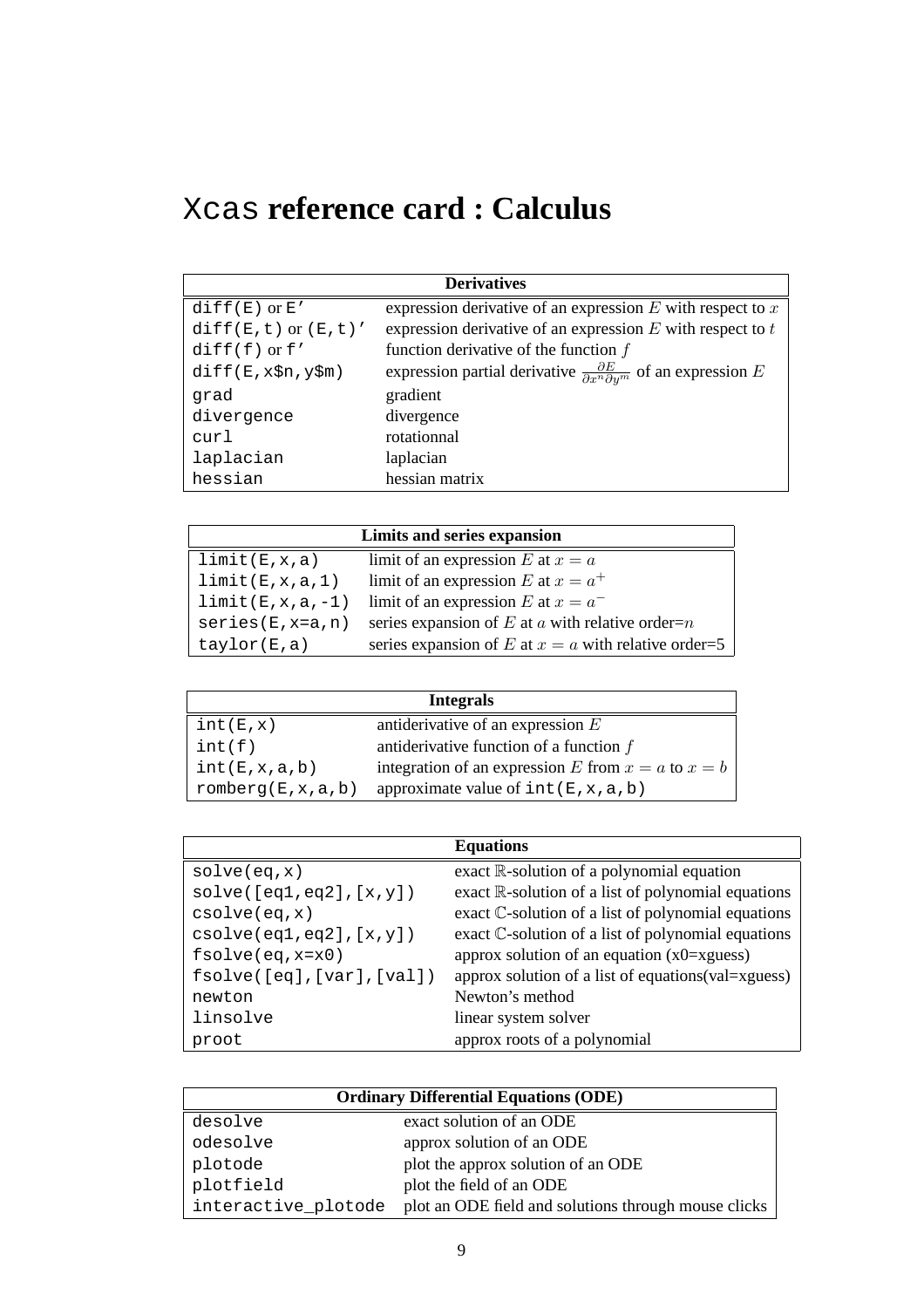# `Xcas` reference card : Calculus

| Derivatives | |
|---|---|
| `diff(E)` or `E'` | expression derivative of an expression $E$ with respect to $x$ |
| `diff(E,t)` or `(E,t)'` | expression derivative of an expression $E$ with respect to $t$ |
| `diff(f)` or `f'` | function derivative of the function $f$ |
| `diff(E,x$n,y$m)` | expression partial derivative $\frac{\partial E}{\partial x^n \partial y^m}$ of an expression $E$ |
| `grad` | gradient |
| `divergence` | divergence |
| `curl` | rotationnal |
| `laplacian` | laplacian |
| `hessian` | hessian matrix |

| Limits and series expansion | |
|---|---|
| `limit(E,x,a)` | limit of an expression $E$ at $x = a$ |
| `limit(E,x,a,1)` | limit of an expression $E$ at $x = a^+$ |
| `limit(E,x,a,-1)` | limit of an expression $E$ at $x = a^-$ |
| `series(E,x=a,n)` | series expansion of $E$ at $a$ with relative order=$n$ |
| `taylor(E,a)` | series expansion of $E$ at $x = a$ with relative order=5 |

| Integrals | |
|---|---|
| `int(E,x)` | antiderivative of an expression $E$ |
| `int(f)` | antiderivative function of a function $f$ |
| `int(E,x,a,b)` | integration of an expression $E$ from $x = a$ to $x = b$ |
| `romberg(E,x,a,b)` | approximate value of `int(E,x,a,b)` |

| Equations | |
|---|---|
| `solve(eq,x)` | exact $\mathbb{R}$-solution of a polynomial equation |
| `solve([eq1,eq2],[x,y])` | exact $\mathbb{R}$-solution of a list of polynomial equations |
| `csolve(eq,x)` | exact $\mathbb{C}$-solution of a list of polynomial equations |
| `csolve([eq1,eq2],[x,y])` | exact $\mathbb{C}$-solution of a list of polynomial equations |
| `fsolve(eq,x=x0)` | approx solution of an equation (x0=xguess) |
| `fsolve([eq],[var],[val])` | approx solution of a list of equations(val=xguess) |
| `newton` | Newton's method |
| `linsolve` | linear system solver |
| `proot` | approx roots of a polynomial |

| Ordinary Differential Equations (ODE) | |
|---|---|
| `desolve` | exact solution of an ODE |
| `odesolve` | approx solution of an ODE |
| `plotode` | plot the approx solution of an ODE |
| `plotfield` | plot the field of an ODE |
| `interactive_plotode` | plot an ODE field and solutions through mouse clicks |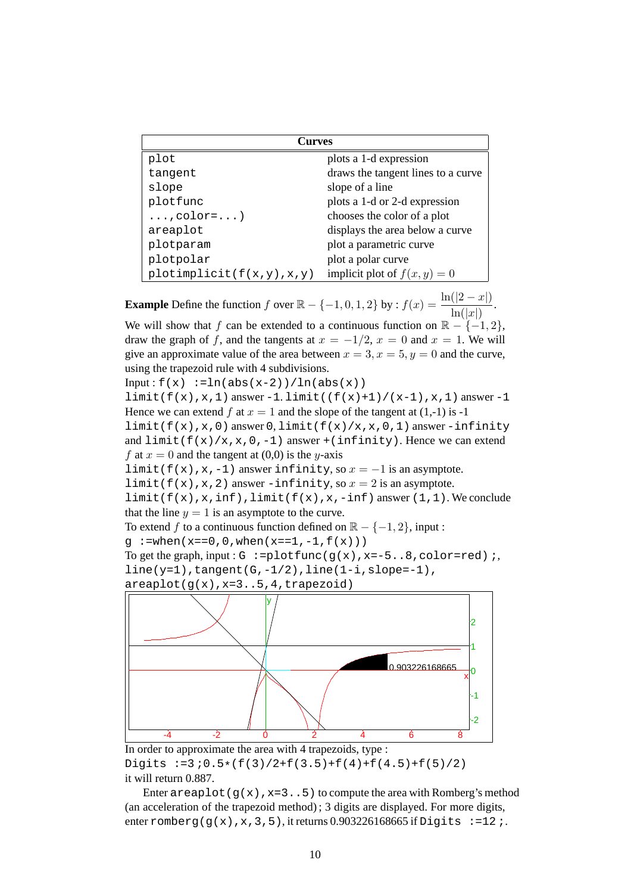| Curves | |
|---|---|
| `plot` | plots a 1-d expression |
| `tangent` | draws the tangent lines to a curve |
| `slope` | slope of a line |
| `plotfunc` | plots a 1-d or 2-d expression |
| `...,color=...)` | chooses the color of a plot |
| `areaplot` | displays the area below a curve |
| `plotparam` | plot a parametric curve |
| `plotpolar` | plot a polar curve |
| `plotimplicit(f(x,y),x,y)` | implicit plot of $f(x, y) = 0$ |

**Example** Define the function $f$ over $\mathbb{R} - \{-1, 0, 1, 2\}$ by : $f(x) = \dfrac{\ln(|2-x|)}{\ln(|x|)}$.
We will show that $f$ can be extended to a continuous function on $\mathbb{R} - \{-1, 2\}$, draw the graph of $f$, and the tangents at $x = -1/2$, $x = 0$ and $x = 1$. We will give an approximate value of the area between $x = 3$, $x = 5$, $y = 0$ and the curve, using the trapezoid rule with 4 subdivisions.
Input : `f(x) :=ln(abs(x-2))/ln(abs(x))`
`limit(f(x),x,1)` answer `-1`. `limit((f(x)+1)/(x-1),x,1)` answer `-1`
Hence we can extend $f$ at $x = 1$ and the slope of the tangent at (1,-1) is -1
`limit(f(x),x,0)` answer `0`, `limit(f(x)/x,x,0,1)` answer `-infinity` and `limit(f(x)/x,x,0,-1)` answer `+(infinity)`. Hence we can extend $f$ at $x = 0$ and the tangent at (0,0) is the $y$-axis
`limit(f(x),x,-1)` answer `infinity`, so $x = -1$ is an asymptote.
`limit(f(x),x,2)` answer `-infinity`, so $x = 2$ is an asymptote.
`limit(f(x),x,inf),limit(f(x),x,-inf)` answer `(1,1)`. We conclude that the line $y = 1$ is an asymptote to the curve.
To extend $f$ to a continuous function defined on $\mathbb{R} - \{-1, 2\}$, input :
`g :=when(x==0,0,when(x==1,-1,f(x)))`
To get the graph, input : `G :=plotfunc(g(x),x=-5..8,color=red);`,
`line(y=1),tangent(G,-1/2),line(1-i,slope=-1),`
`areaplot(g(x),x=3..5,4,trapezoid)`

In order to approximate the area with 4 trapezoids, type :
`Digits :=3;0.5*(f(3)/2+f(3.5)+f(4)+f(4.5)+f(5)/2)`
it will return 0.887.

Enter `areaplot(g(x),x=3..5)` to compute the area with Romberg's method (an acceleration of the trapezoid method) ; 3 digits are displayed. For more digits, enter `romberg(g(x),x,3,5)`, it returns 0.903226168665 if `Digits :=12;`.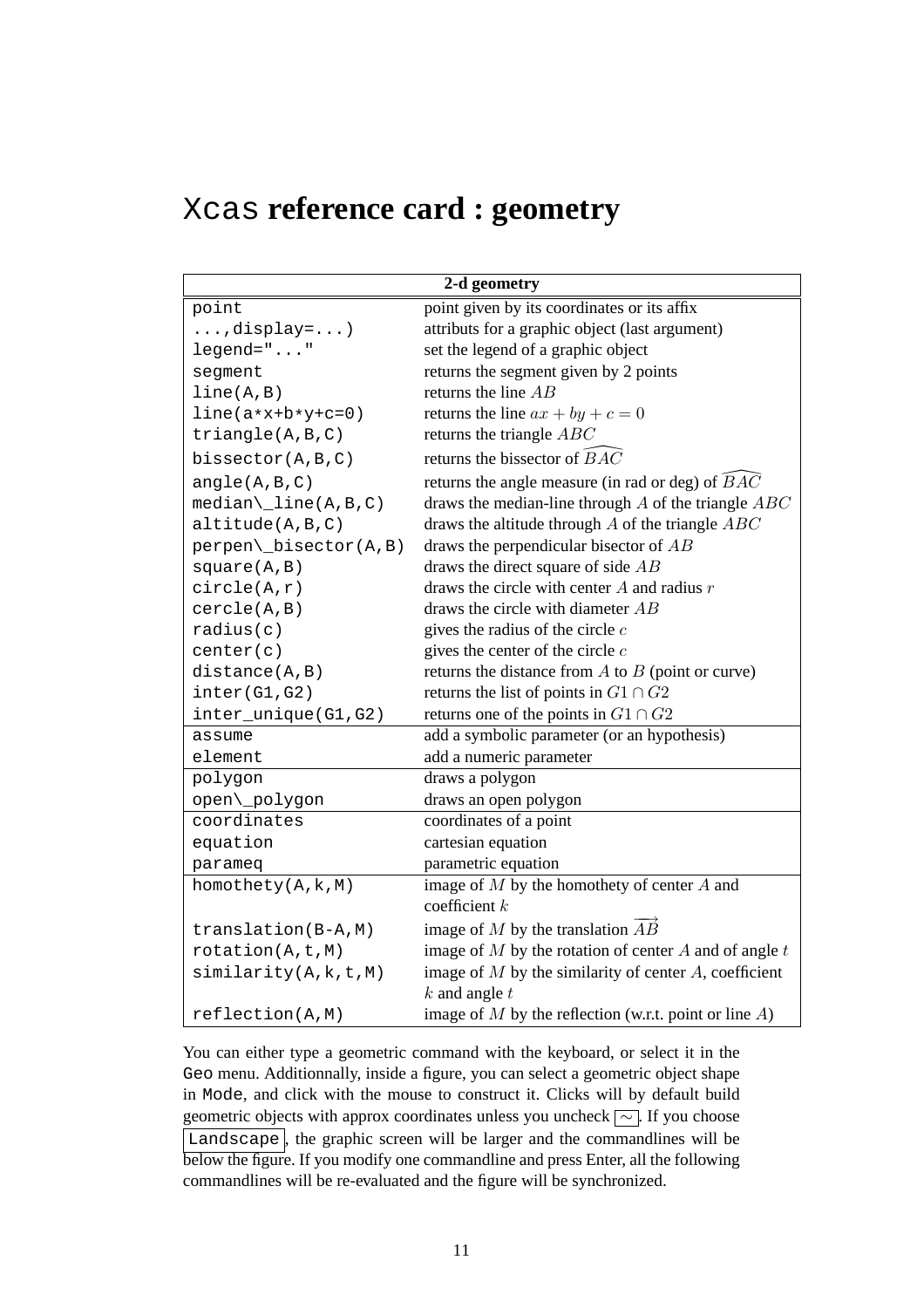# Xcas **reference card : geometry**

| 2-d geometry | |
|---|---|
| `point` | point given by its coordinates or its affix |
| `...,display=...)` | attributs for a graphic object (last argument) |
| `legend="..."` | set the legend of a graphic object |
| `segment` | returns the segment given by 2 points |
| `line(A,B)` | returns the line $AB$ |
| `line(a*x+b*y+c=0)` | returns the line $ax + by + c = 0$ |
| `triangle(A,B,C)` | returns the triangle $ABC$ |
| `bissector(A,B,C)` | returns the bissector of $\widehat{BAC}$ |
| `angle(A,B,C)` | returns the angle measure (in rad or deg) of $\widehat{BAC}$ |
| `median\_line(A,B,C)` | draws the median-line through $A$ of the triangle $ABC$ |
| `altitude(A,B,C)` | draws the altitude through $A$ of the triangle $ABC$ |
| `perpen\_bisector(A,B)` | draws the perpendicular bisector of $AB$ |
| `square(A,B)` | draws the direct square of side $AB$ |
| `circle(A,r)` | draws the circle with center $A$ and radius $r$ |
| `cercle(A,B)` | draws the circle with diameter $AB$ |
| `radius(c)` | gives the radius of the circle $c$ |
| `center(c)` | gives the center of the circle $c$ |
| `distance(A,B)` | returns the distance from $A$ to $B$ (point or curve) |
| `inter(G1,G2)` | returns the list of points in $G1 \cap G2$ |
| `inter_unique(G1,G2)` | returns one of the points in $G1 \cap G2$ |
| `assume` | add a symbolic parameter (or an hypothesis) |
| `element` | add a numeric parameter |
| `polygon` | draws a polygon |
| `open\_polygon` | draws an open polygon |
| `coordinates` | coordinates of a point |
| `equation` | cartesian equation |
| `parameq` | parametric equation |
| `homothety(A,k,M)` | image of $M$ by the homothety of center $A$ and coefficient $k$ |
| `translation(B-A,M)` | image of $M$ by the translation $\overrightarrow{AB}$ |
| `rotation(A,t,M)` | image of $M$ by the rotation of center $A$ and of angle $t$ |
| `similarity(A,k,t,M)` | image of $M$ by the similarity of center $A$, coefficient $k$ and angle $t$ |
| `reflection(A,M)` | image of $M$ by the reflection (w.r.t. point or line $A$) |

You can either type a geometric command with the keyboard, or select it in the `Geo` menu. Additionnally, inside a figure, you can select a geometric object shape in `Mode`, and click with the mouse to construct it. Clicks will by default build geometric objects with approx coordinates unless you uncheck $\boxed{\sim}$. If you choose `Landscape`, the graphic screen will be larger and the commandlines will be below the figure. If you modify one commandline and press Enter, all the following commandlines will be re-evaluated and the figure will be synchronized.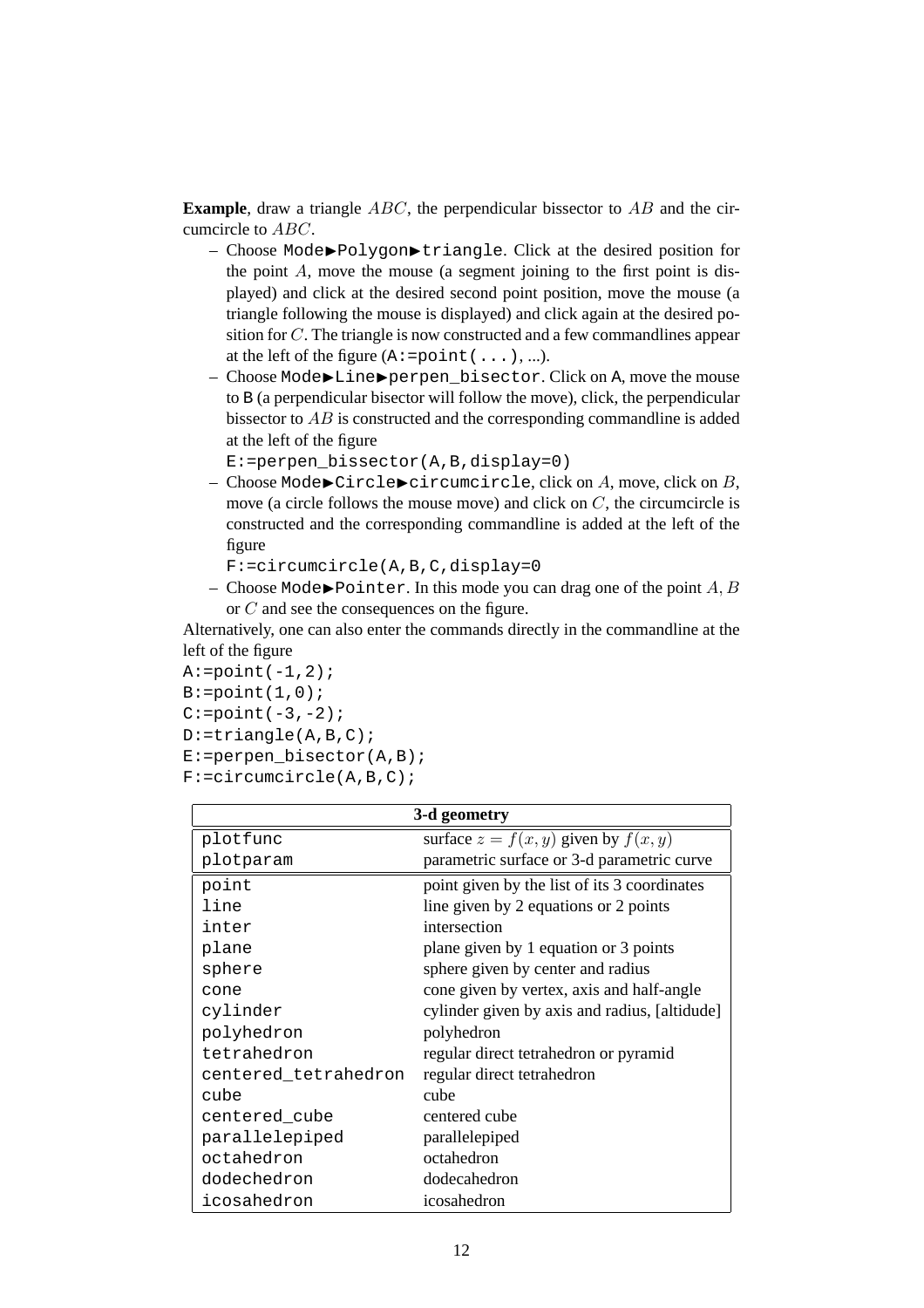**Example**, draw a triangle $ABC$, the perpendicular bissector to $AB$ and the circumcircle to $ABC$.

- Choose `Mode►Polygon►triangle`. Click at the desired position for the point $A$, move the mouse (a segment joining to the first point is displayed) and click at the desired second point position, move the mouse (a triangle following the mouse is displayed) and click again at the desired position for $C$. The triangle is now constructed and a few commandlines appear at the left of the figure (`A:=point(...)`, ...).
- Choose `Mode►Line►perpen_bisector`. Click on `A`, move the mouse to `B` (a perpendicular bisector will follow the move), click, the perpendicular bissector to $AB$ is constructed and the corresponding commandline is added at the left of the figure
  `E:=perpen_bissector(A,B,display=0)`
- Choose `Mode►Circle►circumcircle`, click on $A$, move, click on $B$, move (a circle follows the mouse move) and click on $C$, the circumcircle is constructed and the corresponding commandline is added at the left of the figure
  `F:=circumcircle(A,B,C,display=0`
- Choose `Mode►Pointer`. In this mode you can drag one of the point $A$, $B$ or $C$ and see the consequences on the figure.

Alternatively, one can also enter the commands directly in the commandline at the left of the figure

```
A:=point(-1,2);
B:=point(1,0);
C:=point(-3,-2);
D:=triangle(A,B,C);
E:=perpen_bisector(A,B);
F:=circumcircle(A,B,C);
```

| **3-d geometry** | |
|---|---|
| `plotfunc` | surface $z = f(x, y)$ given by $f(x, y)$ |
| `plotparam` | parametric surface or 3-d parametric curve |
| `point` | point given by the list of its 3 coordinates |
| `line` | line given by 2 equations or 2 points |
| `inter` | intersection |
| `plane` | plane given by 1 equation or 3 points |
| `sphere` | sphere given by center and radius |
| `cone` | cone given by vertex, axis and half-angle |
| `cylinder` | cylinder given by axis and radius, [altidude] |
| `polyhedron` | polyhedron |
| `tetrahedron` | regular direct tetrahedron or pyramid |
| `centered_tetrahedron` | regular direct tetrahedron |
| `cube` | cube |
| `centered_cube` | centered cube |
| `parallelepiped` | parallelepiped |
| `octahedron` | octahedron |
| `dodechedron` | dodecahedron |
| `icosahedron` | icosahedron |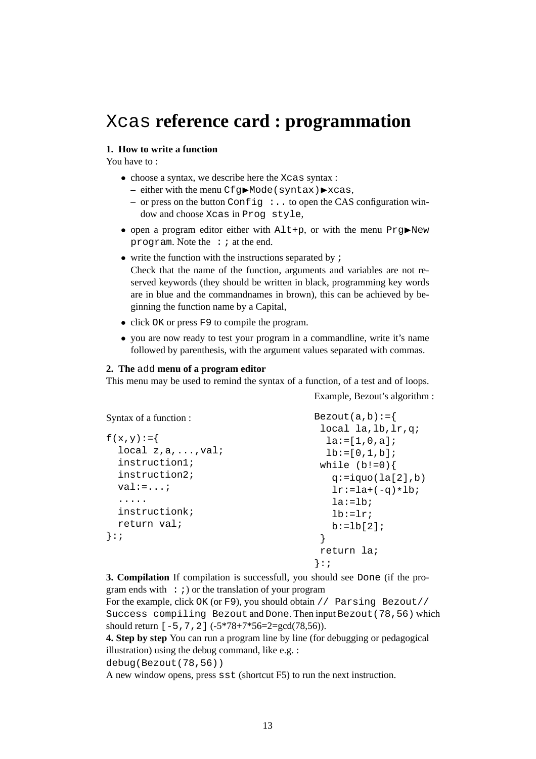# `Xcas` reference card : programmation

**1. How to write a function**

You have to :

- choose a syntax, we describe here the `Xcas` syntax :
  - either with the menu `Cfg`▶`Mode(syntax)`▶`xcas`,
  - or press on the button `Config :..` to open the CAS configuration window and choose `Xcas` in `Prog style`,
- open a program editor either with `Alt+p`, or with the menu `Prg`▶`New program`. Note the `:;` at the end.
- write the function with the instructions separated by `;`
  Check that the name of the function, arguments and variables are not reserved keywords (they should be written in black, programming key words are in blue and the commandnames in brown), this can be achieved by beginning the function name by a Capital,
- click `OK` or press `F9` to compile the program.
- you are now ready to test your program in a commandline, write it's name followed by parenthesis, with the argument values separated with commas.

**2. The `add` menu of a program editor**

This menu may be used to remind the syntax of a function, of a test and of loops.

Syntax of a function :

```
f(x,y):={
  local z,a,...,val;
  instruction1;
  instruction2;
  val:=...;
  .....
  instructionk;
  return val;
}:;
```

Example, Bezout's algorithm :

```
Bezout(a,b):={
 local la,lb,lr,q;
  la:=[1,0,a];
  lb:=[0,1,b];
 while (b!=0){
   q:=iquo(la[2],b)
   lr:=la+(-q)*lb;
   la:=lb;
   lb:=lr;
   b:=lb[2];
 }
 return la;
}:;
```

**3. Compilation** If compilation is successfull, you should see `Done` (if the program ends with `:;`) or the translation of your program
For the example, click `OK` (or `F9`), you should obtain `// Parsing Bezout// Success compiling Bezout` and `Done`. Then input `Bezout(78,56)` which should return `[-5,7,2]` (-5\*78+7\*56=2=gcd(78,56)).

**4. Step by step** You can run a program line by line (for debugging or pedagogical illustration) using the debug command, like e.g. :
`debug(Bezout(78,56))`
A new window opens, press `sst` (shortcut F5) to run the next instruction.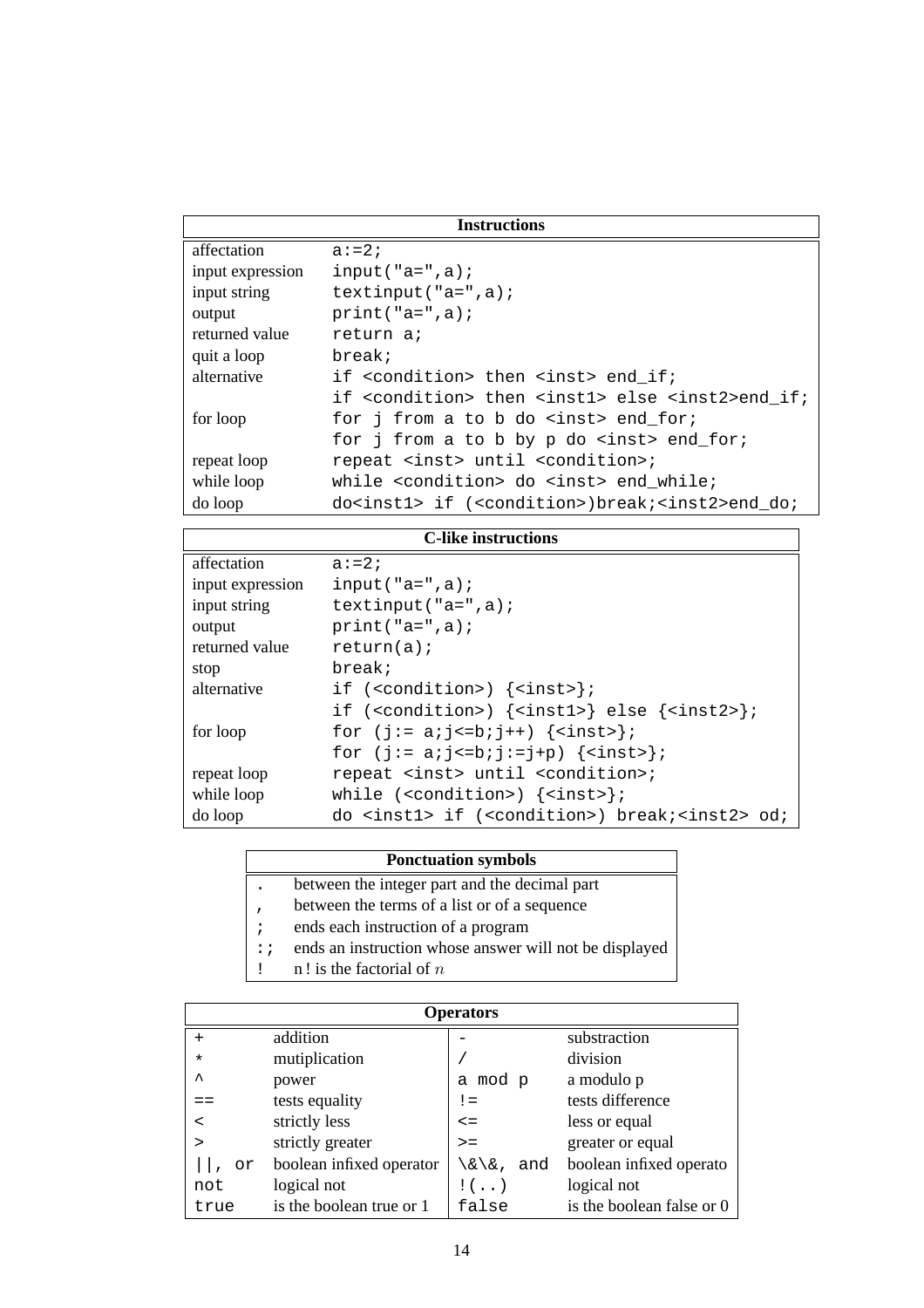| Instructions | |
|---|---|
| affectation | `a:=2;` |
| input expression | `input("a=",a);` |
| input string | `textinput("a=",a);` |
| output | `print("a=",a);` |
| returned value | `return a;` |
| quit a loop | `break;` |
| alternative | `if <condition> then <inst> end_if;` |
| | `if <condition> then <inst1> else <inst2>end_if;` |
| for loop | `for j from a to b do <inst> end_for;` |
| | `for j from a to b by p do <inst> end_for;` |
| repeat loop | `repeat <inst> until <condition>;` |
| while loop | `while <condition> do <inst> end_while;` |
| do loop | `do<inst1> if (<condition>)break;<inst2>end_do;` |

| C-like instructions | |
|---|---|
| affectation | `a:=2;` |
| input expression | `input("a=",a);` |
| input string | `textinput("a=",a);` |
| output | `print("a=",a);` |
| returned value | `return(a);` |
| stop | `break;` |
| alternative | `if (<condition>) {<inst>};` |
| | `if (<condition>) {<inst1>} else {<inst2>};` |
| for loop | `for (j:= a;j<=b;j++) {<inst>};` |
| | `for (j:= a;j<=b;j:=j+p) {<inst>};` |
| repeat loop | `repeat <inst> until <condition>;` |
| while loop | `while (<condition>) {<inst>};` |
| do loop | `do <inst1> if (<condition>) break;<inst2> od;` |

| Ponctuation symbols | |
|---|---|
| `.` | between the integer part and the decimal part |
| `,` | between the terms of a list or of a sequence |
| `;` | ends each instruction of a program |
| `:;` | ends an instruction whose answer will not be displayed |
| `!` | n ! is the factorial of $n$ |

| Operators | | | |
|---|---|---|---|
| `+` | addition | `-` | substraction |
| `*` | mutiplication | `/` | division |
| `^` | power | `a mod p` | a modulo p |
| `==` | tests equality | `!=` | tests difference |
| `<` | strictly less | `<=` | less or equal |
| `>` | strictly greater | `>=` | greater or equal |
| `\|\|, or` | boolean infixed operator | `\&\&, and` | boolean infixed operato |
| `not` | logical not | `!(..)` | logical not |
| `true` | is the boolean true or 1 | `false` | is the boolean false or 0 |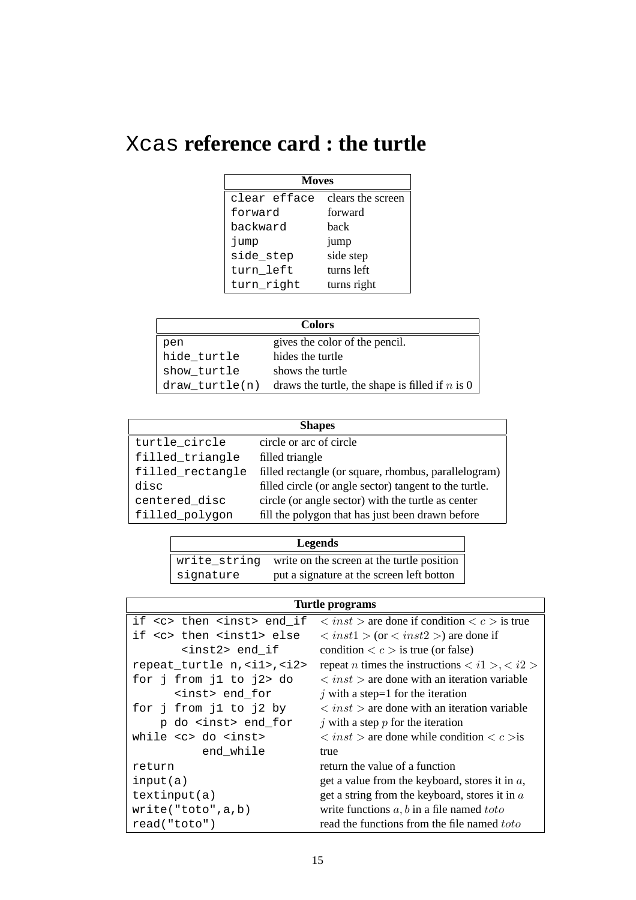# Xcas reference card : the turtle

| Moves | |
|---|---|
| `clear efface` | clears the screen |
| `forward` | forward |
| `backward` | back |
| `jump` | jump |
| `side_step` | side step |
| `turn_left` | turns left |
| `turn_right` | turns right |

| Colors | |
|---|---|
| `pen` | gives the color of the pencil. |
| `hide_turtle` | hides the turtle |
| `show_turtle` | shows the turtle |
| `draw_turtle(n)` | draws the turtle, the shape is filled if $n$ is 0 |

| Shapes | |
|---|---|
| `turtle_circle` | circle or arc of circle |
| `filled_triangle` | filled triangle |
| `filled_rectangle` | filled rectangle (or square, rhombus, parallelogram) |
| `disc` | filled circle (or angle sector) tangent to the turtle. |
| `centered_disc` | circle (or angle sector) with the turtle as center |
| `filled_polygon` | fill the polygon that has just been drawn before |

| Legends | |
|---|---|
| `write_string` | write on the screen at the turtle position |
| `signature` | put a signature at the screen left botton |

| Turtle programs | |
|---|---|
| `if <c> then <inst> end_if` | $< inst >$ are done if condition $< c >$ is true |
| `if <c> then <inst1> else <inst2> end_if` | $< inst1 >$ (or $< inst2 >$) are done if condition $< c >$ is true (or false) |
| `repeat_turtle n,<i1>,<i2>` | repeat $n$ times the instructions $< i1 >, < i2 >$ |
| `for j from j1 to j2> do <inst> end_for` | $< inst >$ are done with an iteration variable $j$ with a step=1 for the iteration |
| `for j from j1 to j2 by p do <inst> end_for` | $< inst >$ are done with an iteration variable $j$ with a step $p$ for the iteration |
| `while <c> do <inst> end_while` | $< inst >$ are done while condition $< c >$is true |
| `return` | return the value of a function |
| `input(a)` | get a value from the keyboard, stores it in $a$, |
| `textinput(a)` | get a string from the keyboard, stores it in $a$ |
| `write("toto",a,b)` | write functions $a, b$ in a file named $toto$ |
| `read("toto")` | read the functions from the file named $toto$ |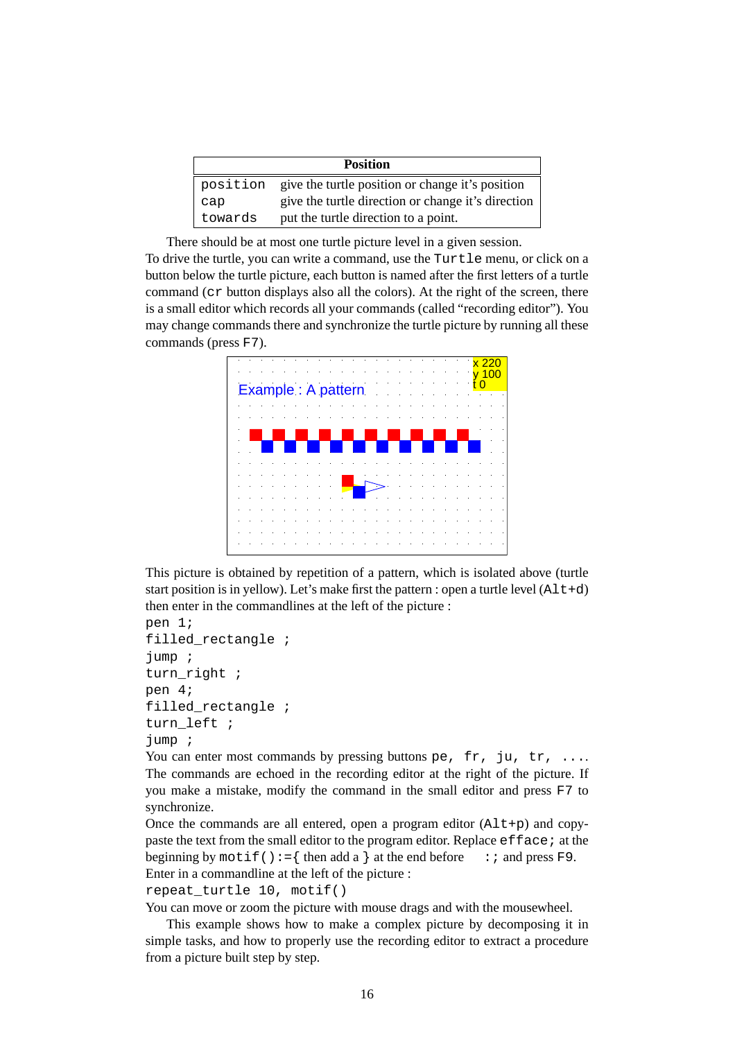| Position | |
|---|---|
| `position` | give the turtle position or change it's position |
| `cap` | give the turtle direction or change it's direction |
| `towards` | put the turtle direction to a point. |

There should be at most one turtle picture level in a given session.
To drive the turtle, you can write a command, use the `Turtle` menu, or click on a button below the turtle picture, each button is named after the first letters of a turtle command (`cr` button displays also all the colors). At the right of the screen, there is a small editor which records all your commands (called "recording editor"). You may change commands there and synchronize the turtle picture by running all these commands (press `F7`).

x 220
y 100
t 0
Example : A pattern

This picture is obtained by repetition of a pattern, which is isolated above (turtle start position is in yellow). Let's make first the pattern : open a turtle level (`Alt+d`) then enter in the commandlines at the left of the picture :

```
pen 1;
filled_rectangle ;
jump ;
turn_right ;
pen 4;
filled_rectangle ;
turn_left ;
jump ;
```

You can enter most commands by pressing buttons `pe, fr, ju, tr, ....` The commands are echoed in the recording editor at the right of the picture. If you make a mistake, modify the command in the small editor and press `F7` to synchronize.
Once the commands are all entered, open a program editor (`Alt+p`) and copy-paste the text from the small editor to the program editor. Replace `efface;` at the beginning by `motif():={` then add a } at the end before `:;` and press `F9`.
Enter in a commandline at the left of the picture :

```
repeat_turtle 10, motif()
```

You can move or zoom the picture with mouse drags and with the mousewheel.

This example shows how to make a complex picture by decomposing it in simple tasks, and how to properly use the recording editor to extract a procedure from a picture built step by step.